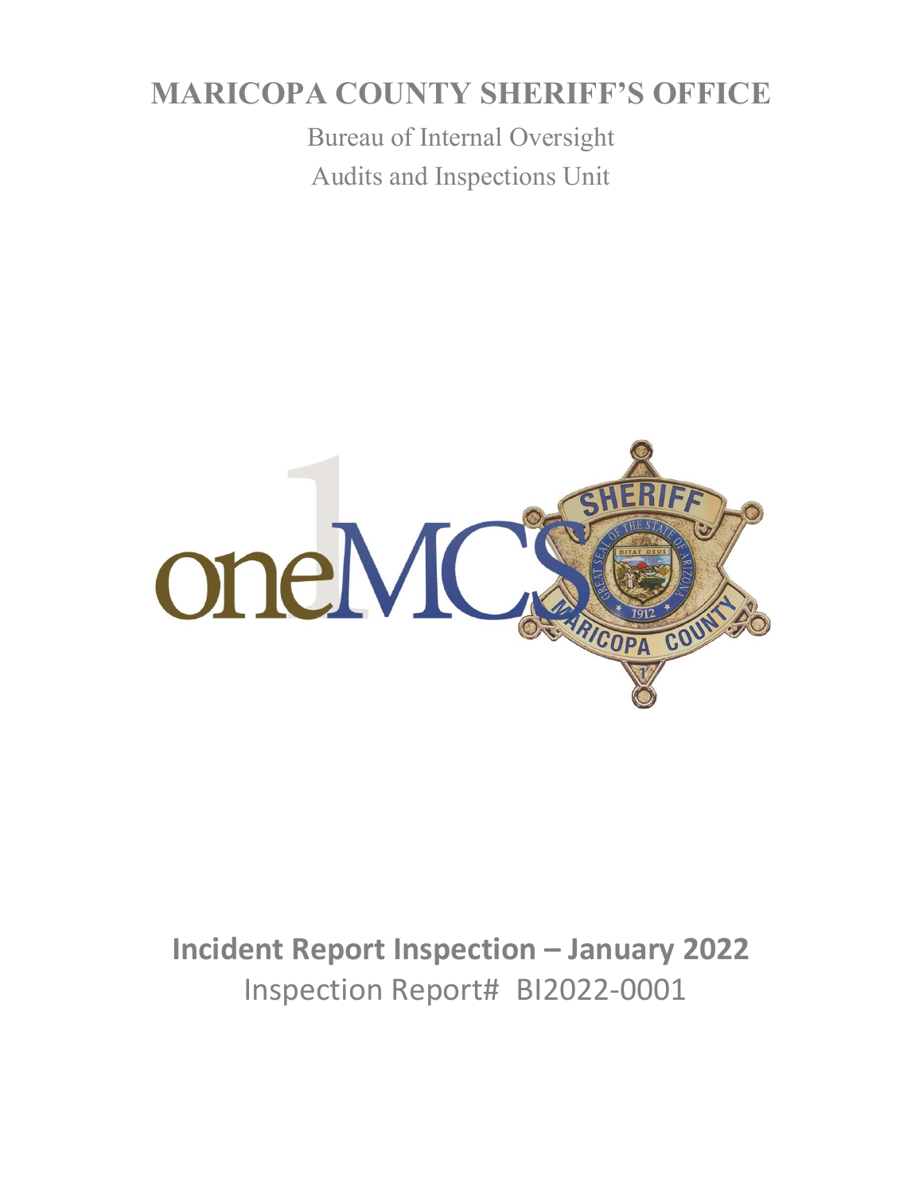# MARICOPA COUNTY SHERIFF'S OFFICE

Bureau of Internal Oversight

Audits and Inspections Unit

## Incident Report Inspection – January 2022

Inspection Report# BI2022-0001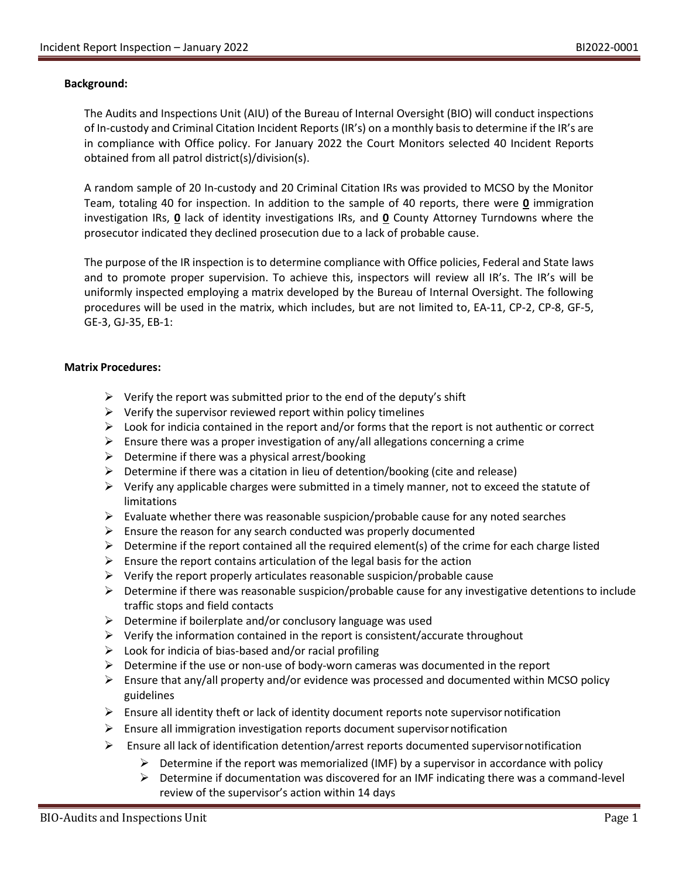**Background:**

The Audits and Inspections Unit (AIU) of the Bureau of Internal Oversight (BIO) will conduct inspections of In-custody and Criminal Citation Incident Reports (IR's) on a monthly basis to determine if the IR's are in compliance with Office policy. For January 2022 the Court Monitors selected 40 Incident Reports obtained from all patrol district(s)/division(s).

A random sample of 20 In-custody and 20 Criminal Citation IRs was provided to MCSO by the Monitor Team, totaling 40 for inspection. In addition to the sample of 40 reports, there were **0** immigration investigation IRs, **0** lack of identity investigations IRs, and **0** County Attorney Turndowns where the prosecutor indicated they declined prosecution due to a lack of probable cause.

The purpose of the IR inspection is to determine compliance with Office policies, Federal and State laws and to promote proper supervision. To achieve this, inspectors will review all IR's. The IR's will be uniformly inspected employing a matrix developed by the Bureau of Internal Oversight. The following procedures will be used in the matrix, which includes, but are not limited to, EA-11, CP-2, CP-8, GF-5, GE-3, GJ-35, EB-1:

**Matrix Procedures:**

- Verify the report was submitted prior to the end of the deputy's shift
- Verify the supervisor reviewed report within policy timelines
- Look for indicia contained in the report and/or forms that the report is not authentic or correct
- Ensure there was a proper investigation of any/all allegations concerning a crime
- Determine if there was a physical arrest/booking
- Determine if there was a citation in lieu of detention/booking (cite and release)
- Verify any applicable charges were submitted in a timely manner, not to exceed the statute of limitations
- Evaluate whether there was reasonable suspicion/probable cause for any noted searches
- Ensure the reason for any search conducted was properly documented
- Determine if the report contained all the required element(s) of the crime for each charge listed
- Ensure the report contains articulation of the legal basis for the action
- Verify the report properly articulates reasonable suspicion/probable cause
- Determine if there was reasonable suspicion/probable cause for any investigative detentions to include traffic stops and field contacts
- Determine if boilerplate and/or conclusory language was used
- Verify the information contained in the report is consistent/accurate throughout
- Look for indicia of bias-based and/or racial profiling
- Determine if the use or non-use of body-worn cameras was documented in the report
- Ensure that any/all property and/or evidence was processed and documented within MCSO policy guidelines
- Ensure all identity theft or lack of identity document reports note supervisor notification
- Ensure all immigration investigation reports document supervisor notification
- Ensure all lack of identification detention/arrest reports documented supervisor notification
  - Determine if the report was memorialized (IMF) by a supervisor in accordance with policy
  - Determine if documentation was discovered for an IMF indicating there was a command-level review of the supervisor's action within 14 days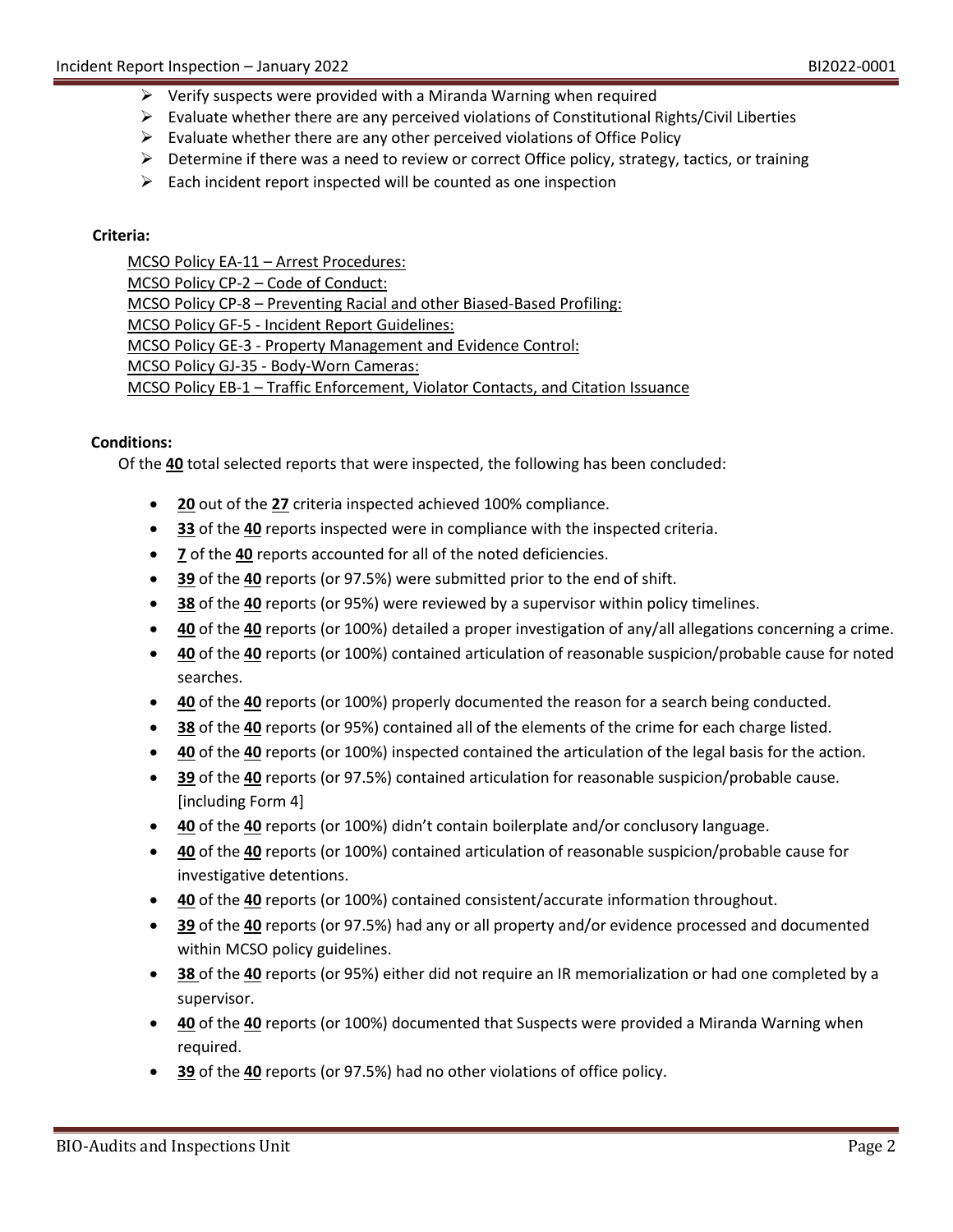- Verify suspects were provided with a Miranda Warning when required
- Evaluate whether there are any perceived violations of Constitutional Rights/Civil Liberties
- Evaluate whether there are any other perceived violations of Office Policy
- Determine if there was a need to review or correct Office policy, strategy, tactics, or training
- Each incident report inspected will be counted as one inspection

**Criteria:**

MCSO Policy EA-11 – Arrest Procedures:
MCSO Policy CP-2 – Code of Conduct:
MCSO Policy CP-8 – Preventing Racial and other Biased-Based Profiling:
MCSO Policy GF-5 - Incident Report Guidelines:
MCSO Policy GE-3 - Property Management and Evidence Control:
MCSO Policy GJ-35 - Body-Worn Cameras:
MCSO Policy EB-1 – Traffic Enforcement, Violator Contacts, and Citation Issuance

**Conditions:**

Of the **40** total selected reports that were inspected, the following has been concluded:

- **20** out of the **27** criteria inspected achieved 100% compliance.
- **33** of the **40** reports inspected were in compliance with the inspected criteria.
- **7** of the **40** reports accounted for all of the noted deficiencies.
- **39** of the **40** reports (or 97.5%) were submitted prior to the end of shift.
- **38** of the **40** reports (or 95%) were reviewed by a supervisor within policy timelines.
- **40** of the **40** reports (or 100%) detailed a proper investigation of any/all allegations concerning a crime.
- **40** of the **40** reports (or 100%) contained articulation of reasonable suspicion/probable cause for noted searches.
- **40** of the **40** reports (or 100%) properly documented the reason for a search being conducted.
- **38** of the **40** reports (or 95%) contained all of the elements of the crime for each charge listed.
- **40** of the **40** reports (or 100%) inspected contained the articulation of the legal basis for the action.
- **39** of the **40** reports (or 97.5%) contained articulation for reasonable suspicion/probable cause. [including Form 4]
- **40** of the **40** reports (or 100%) didn't contain boilerplate and/or conclusory language.
- **40** of the **40** reports (or 100%) contained articulation of reasonable suspicion/probable cause for investigative detentions.
- **40** of the **40** reports (or 100%) contained consistent/accurate information throughout.
- **39** of the **40** reports (or 97.5%) had any or all property and/or evidence processed and documented within MCSO policy guidelines.
- **38** of the **40** reports (or 95%) either did not require an IR memorialization or had one completed by a supervisor.
- **40** of the **40** reports (or 100%) documented that Suspects were provided a Miranda Warning when required.
- **39** of the **40** reports (or 97.5%) had no other violations of office policy.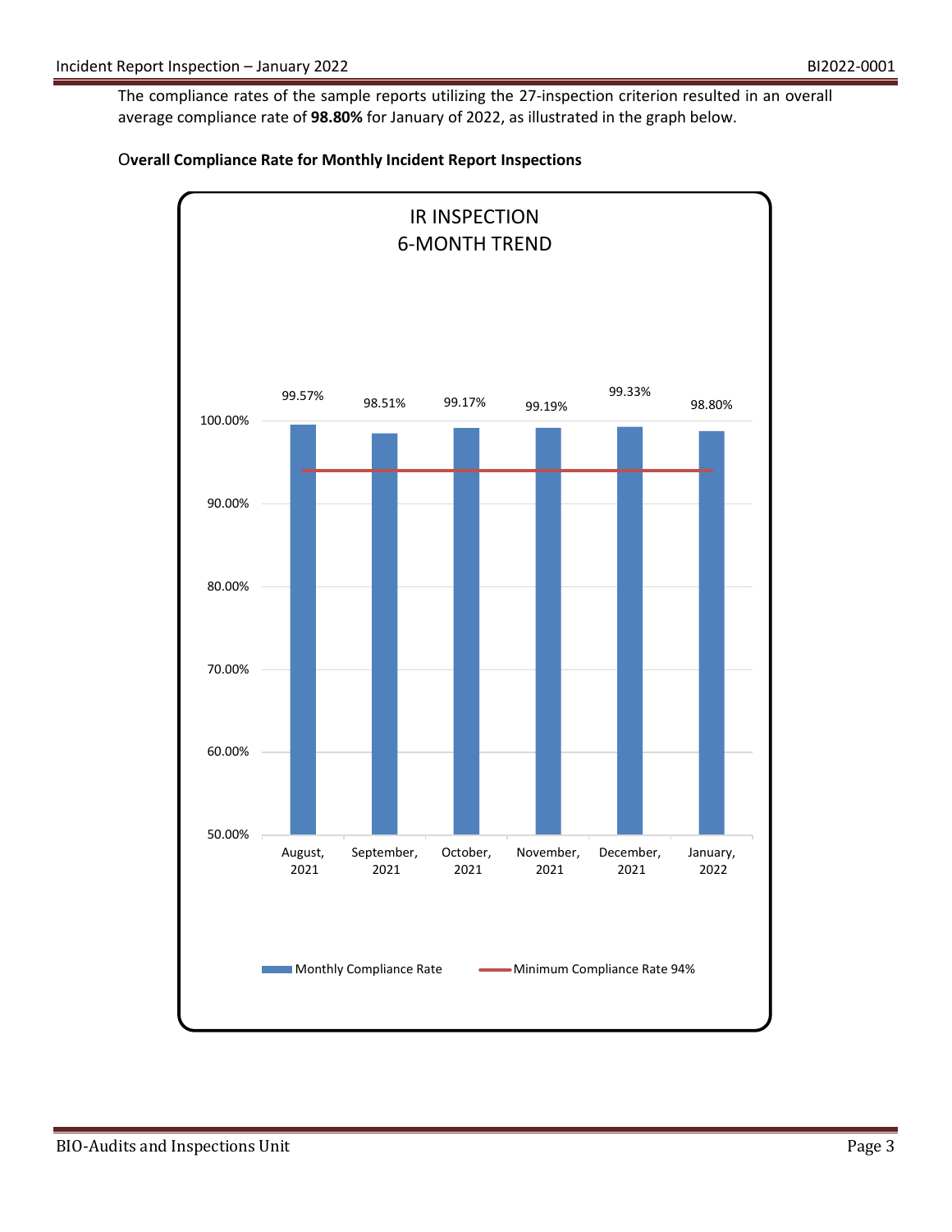The compliance rates of the sample reports utilizing the 27-inspection criterion resulted in an overall average compliance rate of **98.80%** for January of 2022, as illustrated in the graph below.

**Overall Compliance Rate for Monthly Incident Report Inspections**

IR INSPECTION
6-MONTH TREND

| Month | Monthly Compliance Rate | Minimum Compliance Rate 94% |
|---|---|---|
| August, 2021 | 99.57% | 94% |
| September, 2021 | 98.51% | 94% |
| October, 2021 | 99.17% | 94% |
| November, 2021 | 99.19% | 94% |
| December, 2021 | 99.33% | 94% |
| January, 2022 | 98.80% | 94% |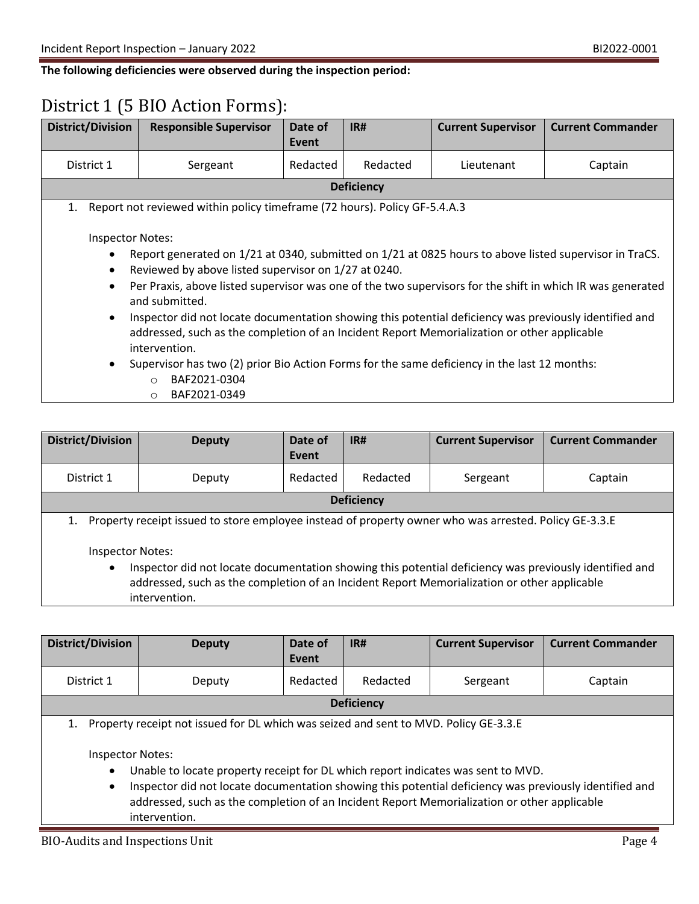**The following deficiencies were observed during the inspection period:**

# District 1 (5 BIO Action Forms):

| District/Division | Responsible Supervisor | Date of Event | IR# | Current Supervisor | Current Commander |
|---|---|---|---|---|---|
| District 1 | Sergeant | Redacted | Redacted | Lieutenant | Captain |

**Deficiency**

1. Report not reviewed within policy timeframe (72 hours). Policy GF-5.4.A.3

   Inspector Notes:
   - Report generated on 1/21 at 0340, submitted on 1/21 at 0825 hours to above listed supervisor in TraCS.
   - Reviewed by above listed supervisor on 1/27 at 0240.
   - Per Praxis, above listed supervisor was one of the two supervisors for the shift in which IR was generated and submitted.
   - Inspector did not locate documentation showing this potential deficiency was previously identified and addressed, such as the completion of an Incident Report Memorialization or other applicable intervention.
   - Supervisor has two (2) prior Bio Action Forms for the same deficiency in the last 12 months:
     - BAF2021-0304
     - BAF2021-0349

| District/Division | Deputy | Date of Event | IR# | Current Supervisor | Current Commander |
|---|---|---|---|---|---|
| District 1 | Deputy | Redacted | Redacted | Sergeant | Captain |

**Deficiency**

1. Property receipt issued to store employee instead of property owner who was arrested. Policy GE-3.3.E

   Inspector Notes:
   - Inspector did not locate documentation showing this potential deficiency was previously identified and addressed, such as the completion of an Incident Report Memorialization or other applicable intervention.

| District/Division | Deputy | Date of Event | IR# | Current Supervisor | Current Commander |
|---|---|---|---|---|---|
| District 1 | Deputy | Redacted | Redacted | Sergeant | Captain |

**Deficiency**

1. Property receipt not issued for DL which was seized and sent to MVD. Policy GE-3.3.E

   Inspector Notes:
   - Unable to locate property receipt for DL which report indicates was sent to MVD.
   - Inspector did not locate documentation showing this potential deficiency was previously identified and addressed, such as the completion of an Incident Report Memorialization or other applicable intervention.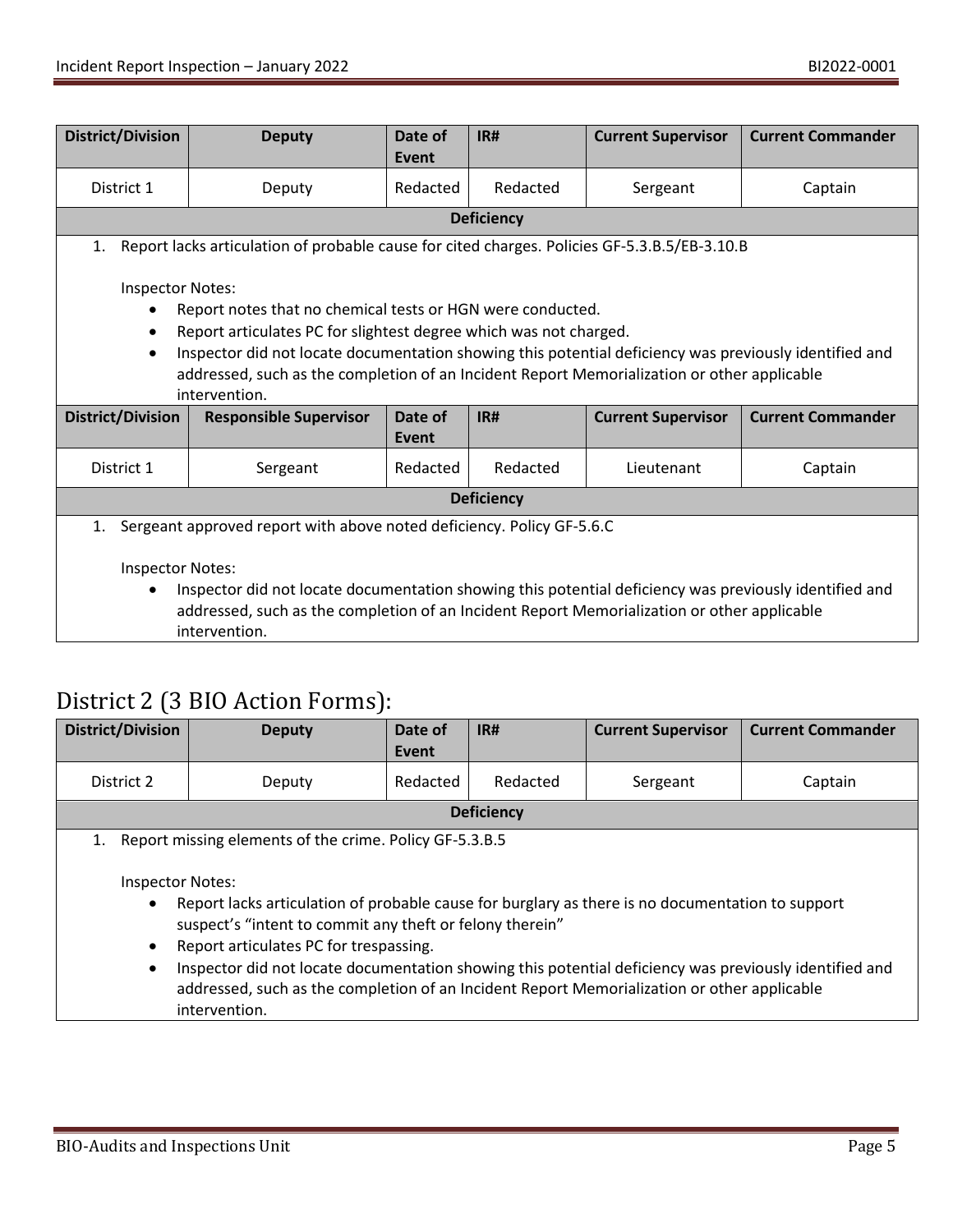| District/Division | Deputy | Date of Event | IR# | Current Supervisor | Current Commander |
|---|---|---|---|---|---|
| District 1 | Deputy | Redacted | Redacted | Sergeant | Captain |
| **Deficiency** | | | | | |
| 1. Report lacks articulation of probable cause for cited charges. Policies GF-5.3.B.5/EB-3.10.B<br><br>Inspector Notes:<br>• Report notes that no chemical tests or HGN were conducted.<br>• Report articulates PC for slightest degree which was not charged.<br>• Inspector did not locate documentation showing this potential deficiency was previously identified and addressed, such as the completion of an Incident Report Memorialization or other applicable intervention. | | | | | |

| District/Division | Responsible Supervisor | Date of Event | IR# | Current Supervisor | Current Commander |
|---|---|---|---|---|---|
| District 1 | Sergeant | Redacted | Redacted | Lieutenant | Captain |
| **Deficiency** | | | | | |
| 1. Sergeant approved report with above noted deficiency. Policy GF-5.6.C<br><br>Inspector Notes:<br>• Inspector did not locate documentation showing this potential deficiency was previously identified and addressed, such as the completion of an Incident Report Memorialization or other applicable intervention. | | | | | |

## District 2 (3 BIO Action Forms):

| District/Division | Deputy | Date of Event | IR# | Current Supervisor | Current Commander |
|---|---|---|---|---|---|
| District 2 | Deputy | Redacted | Redacted | Sergeant | Captain |
| **Deficiency** | | | | | |
| 1. Report missing elements of the crime. Policy GF-5.3.B.5<br><br>Inspector Notes:<br>• Report lacks articulation of probable cause for burglary as there is no documentation to support suspect's "intent to commit any theft or felony therein"<br>• Report articulates PC for trespassing.<br>• Inspector did not locate documentation showing this potential deficiency was previously identified and addressed, such as the completion of an Incident Report Memorialization or other applicable intervention. | | | | | |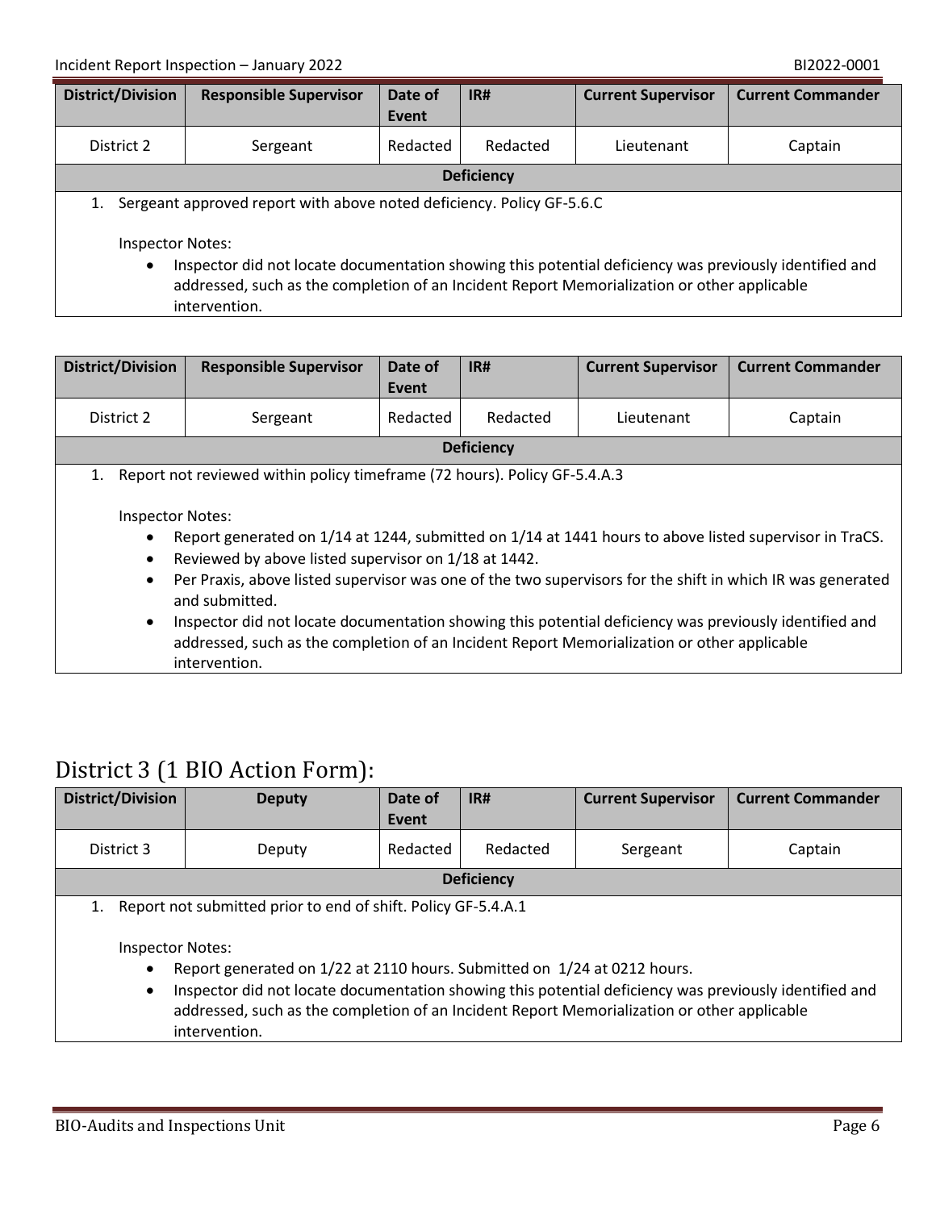| District/Division | Responsible Supervisor | Date of Event | IR# | Current Supervisor | Current Commander |
|---|---|---|---|---|---|
| District 2 | Sergeant | Redacted | Redacted | Lieutenant | Captain |

**Deficiency**

1. Sergeant approved report with above noted deficiency. Policy GF-5.6.C

   Inspector Notes:

   - Inspector did not locate documentation showing this potential deficiency was previously identified and addressed, such as the completion of an Incident Report Memorialization or other applicable intervention.

| District/Division | Responsible Supervisor | Date of Event | IR# | Current Supervisor | Current Commander |
|---|---|---|---|---|---|
| District 2 | Sergeant | Redacted | Redacted | Lieutenant | Captain |

**Deficiency**

1. Report not reviewed within policy timeframe (72 hours). Policy GF-5.4.A.3

   Inspector Notes:

   - Report generated on 1/14 at 1244, submitted on 1/14 at 1441 hours to above listed supervisor in TraCS.
   - Reviewed by above listed supervisor on 1/18 at 1442.
   - Per Praxis, above listed supervisor was one of the two supervisors for the shift in which IR was generated and submitted.
   - Inspector did not locate documentation showing this potential deficiency was previously identified and addressed, such as the completion of an Incident Report Memorialization or other applicable intervention.

## District 3 (1 BIO Action Form):

| District/Division | Deputy | Date of Event | IR# | Current Supervisor | Current Commander |
|---|---|---|---|---|---|
| District 3 | Deputy | Redacted | Redacted | Sergeant | Captain |

**Deficiency**

1. Report not submitted prior to end of shift. Policy GF-5.4.A.1

   Inspector Notes:

   - Report generated on 1/22 at 2110 hours. Submitted on 1/24 at 0212 hours.
   - Inspector did not locate documentation showing this potential deficiency was previously identified and addressed, such as the completion of an Incident Report Memorialization or other applicable intervention.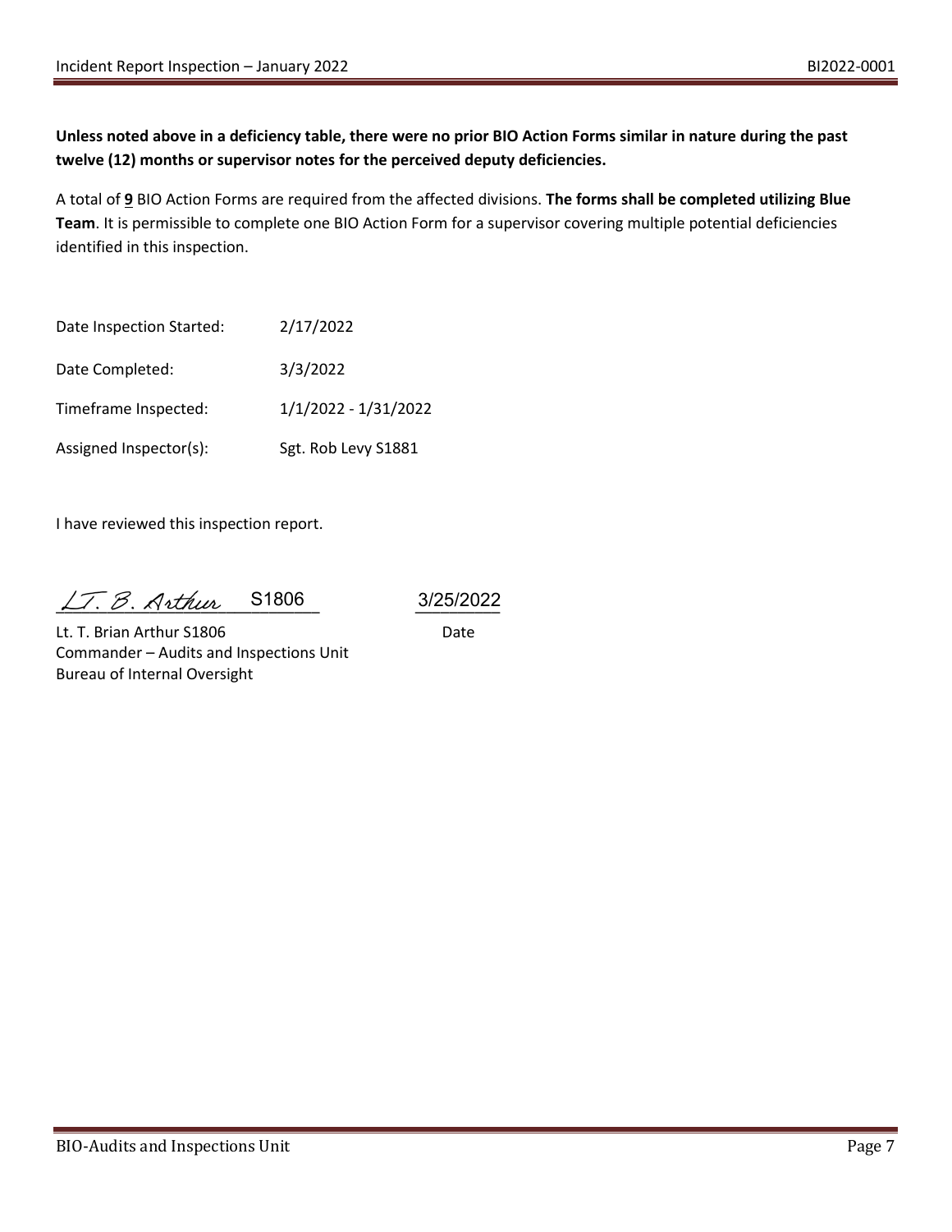**Unless noted above in a deficiency table, there were no prior BIO Action Forms similar in nature during the past twelve (12) months or supervisor notes for the perceived deputy deficiencies.**

A total of **9** BIO Action Forms are required from the affected divisions. **The forms shall be completed utilizing Blue Team**. It is permissible to complete one BIO Action Form for a supervisor covering multiple potential deficiencies identified in this inspection.

| | |
|---|---|
| Date Inspection Started: | 2/17/2022 |
| Date Completed: | 3/3/2022 |
| Timeframe Inspected: | 1/1/2022 - 1/31/2022 |
| Assigned Inspector(s): | Sgt. Rob Levy S1881 |

I have reviewed this inspection report.

LT. B. Arthur S1806 3/25/2022

Lt. T. Brian Arthur S1806 Date
Commander – Audits and Inspections Unit
Bureau of Internal Oversight